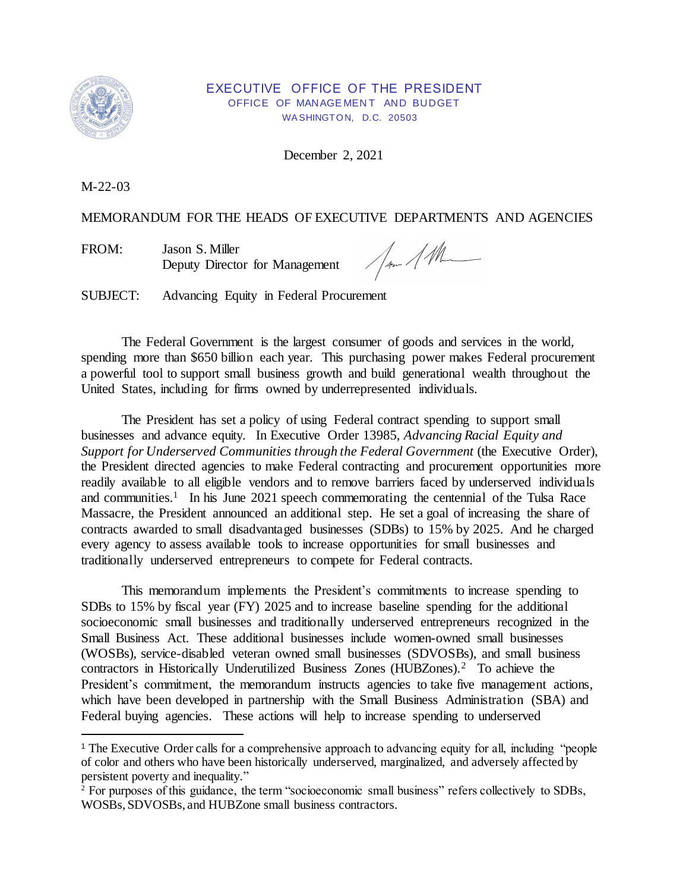EXECUTIVE OFFICE OF THE PRESIDENT
OFFICE OF MANAGEMENT AND BUDGET
WASHINGTON, D.C. 20503

December 2, 2021

M-22-03

MEMORANDUM FOR THE HEADS OF EXECUTIVE DEPARTMENTS AND AGENCIES

FROM: Jason S. Miller
Deputy Director for Management

SUBJECT: Advancing Equity in Federal Procurement

The Federal Government is the largest consumer of goods and services in the world, spending more than $650 billion each year. This purchasing power makes Federal procurement a powerful tool to support small business growth and build generational wealth throughout the United States, including for firms owned by underrepresented individuals.

The President has set a policy of using Federal contract spending to support small businesses and advance equity. In Executive Order 13985, *Advancing Racial Equity and Support for Underserved Communities through the Federal Government* (the Executive Order), the President directed agencies to make Federal contracting and procurement opportunities more readily available to all eligible vendors and to remove barriers faced by underserved individuals and communities.[1] In his June 2021 speech commemorating the centennial of the Tulsa Race Massacre, the President announced an additional step. He set a goal of increasing the share of contracts awarded to small disadvantaged businesses (SDBs) to 15% by 2025. And he charged every agency to assess available tools to increase opportunities for small businesses and traditionally underserved entrepreneurs to compete for Federal contracts.

This memorandum implements the President's commitments to increase spending to SDBs to 15% by fiscal year (FY) 2025 and to increase baseline spending for the additional socioeconomic small businesses and traditionally underserved entrepreneurs recognized in the Small Business Act. These additional businesses include women-owned small businesses (WOSBs), service-disabled veteran owned small businesses (SDVOSBs), and small business contractors in Historically Underutilized Business Zones (HUBZones).[2] To achieve the President's commitment, the memorandum instructs agencies to take five management actions, which have been developed in partnership with the Small Business Administration (SBA) and Federal buying agencies. These actions will help to increase spending to underserved

[1] The Executive Order calls for a comprehensive approach to advancing equity for all, including "people of color and others who have been historically underserved, marginalized, and adversely affected by persistent poverty and inequality."

[2] For purposes of this guidance, the term "socioeconomic small business" refers collectively to SDBs, WOSBs, SDVOSBs, and HUBZone small business contractors.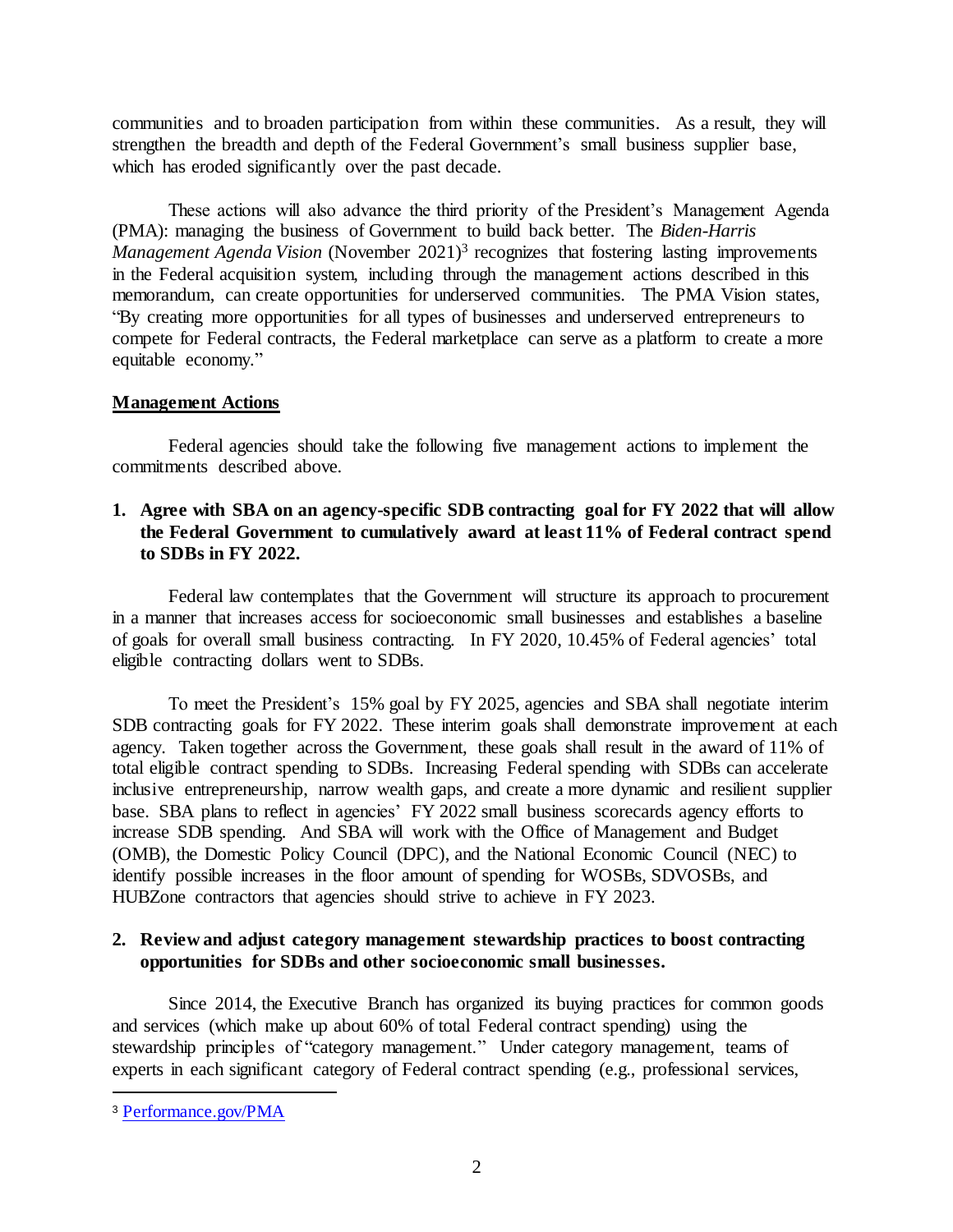communities and to broaden participation from within these communities. As a result, they will strengthen the breadth and depth of the Federal Government's small business supplier base, which has eroded significantly over the past decade.

These actions will also advance the third priority of the President's Management Agenda (PMA): managing the business of Government to build back better. The *Biden-Harris Management Agenda Vision* (November 2021)[3] recognizes that fostering lasting improvements in the Federal acquisition system, including through the management actions described in this memorandum, can create opportunities for underserved communities. The PMA Vision states, "By creating more opportunities for all types of businesses and underserved entrepreneurs to compete for Federal contracts, the Federal marketplace can serve as a platform to create a more equitable economy."

## Management Actions

Federal agencies should take the following five management actions to implement the commitments described above.

**1. Agree with SBA on an agency-specific SDB contracting goal for FY 2022 that will allow the Federal Government to cumulatively award at least 11% of Federal contract spend to SDBs in FY 2022.**

Federal law contemplates that the Government will structure its approach to procurement in a manner that increases access for socioeconomic small businesses and establishes a baseline of goals for overall small business contracting. In FY 2020, 10.45% of Federal agencies' total eligible contracting dollars went to SDBs.

To meet the President's 15% goal by FY 2025, agencies and SBA shall negotiate interim SDB contracting goals for FY 2022. These interim goals shall demonstrate improvement at each agency. Taken together across the Government, these goals shall result in the award of 11% of total eligible contract spending to SDBs. Increasing Federal spending with SDBs can accelerate inclusive entrepreneurship, narrow wealth gaps, and create a more dynamic and resilient supplier base. SBA plans to reflect in agencies' FY 2022 small business scorecards agency efforts to increase SDB spending. And SBA will work with the Office of Management and Budget (OMB), the Domestic Policy Council (DPC), and the National Economic Council (NEC) to identify possible increases in the floor amount of spending for WOSBs, SDVOSBs, and HUBZone contractors that agencies should strive to achieve in FY 2023.

**2. Review and adjust category management stewardship practices to boost contracting opportunities for SDBs and other socioeconomic small businesses.**

Since 2014, the Executive Branch has organized its buying practices for common goods and services (which make up about 60% of total Federal contract spending) using the stewardship principles of "category management." Under category management, teams of experts in each significant category of Federal contract spending (e.g., professional services,

---

[3] Performance.gov/PMA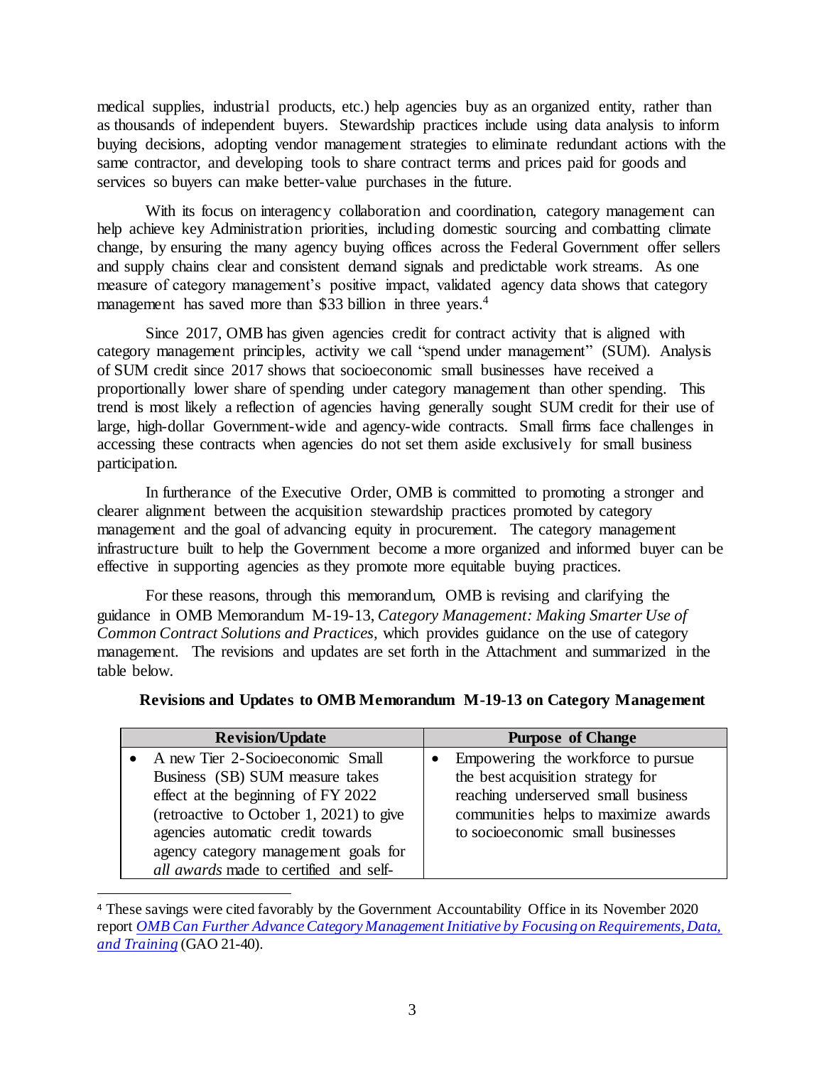medical supplies, industrial products, etc.) help agencies buy as an organized entity, rather than as thousands of independent buyers. Stewardship practices include using data analysis to inform buying decisions, adopting vendor management strategies to eliminate redundant actions with the same contractor, and developing tools to share contract terms and prices paid for goods and services so buyers can make better-value purchases in the future.

With its focus on interagency collaboration and coordination, category management can help achieve key Administration priorities, including domestic sourcing and combatting climate change, by ensuring the many agency buying offices across the Federal Government offer sellers and supply chains clear and consistent demand signals and predictable work streams. As one measure of category management's positive impact, validated agency data shows that category management has saved more than $33 billion in three years.[4]

Since 2017, OMB has given agencies credit for contract activity that is aligned with category management principles, activity we call "spend under management" (SUM). Analysis of SUM credit since 2017 shows that socioeconomic small businesses have received a proportionally lower share of spending under category management than other spending. This trend is most likely a reflection of agencies having generally sought SUM credit for their use of large, high-dollar Government-wide and agency-wide contracts. Small firms face challenges in accessing these contracts when agencies do not set them aside exclusively for small business participation.

In furtherance of the Executive Order, OMB is committed to promoting a stronger and clearer alignment between the acquisition stewardship practices promoted by category management and the goal of advancing equity in procurement. The category management infrastructure built to help the Government become a more organized and informed buyer can be effective in supporting agencies as they promote more equitable buying practices.

For these reasons, through this memorandum, OMB is revising and clarifying the guidance in OMB Memorandum M-19-13, *Category Management: Making Smarter Use of Common Contract Solutions and Practices*, which provides guidance on the use of category management. The revisions and updates are set forth in the Attachment and summarized in the table below.

**Revisions and Updates to OMB Memorandum M-19-13 on Category Management**

| Revision/Update | Purpose of Change |
| --- | --- |
| • A new Tier 2-Socioeconomic Small Business (SB) SUM measure takes effect at the beginning of FY 2022 (retroactive to October 1, 2021) to give agencies automatic credit towards agency category management goals for *all awards* made to certified and self- | • Empowering the workforce to pursue the best acquisition strategy for reaching underserved small business communities helps to maximize awards to socioeconomic small businesses |

[4] These savings were cited favorably by the Government Accountability Office in its November 2020 report *OMB Can Further Advance Category Management Initiative by Focusing on Requirements, Data, and Training* (GAO 21-40).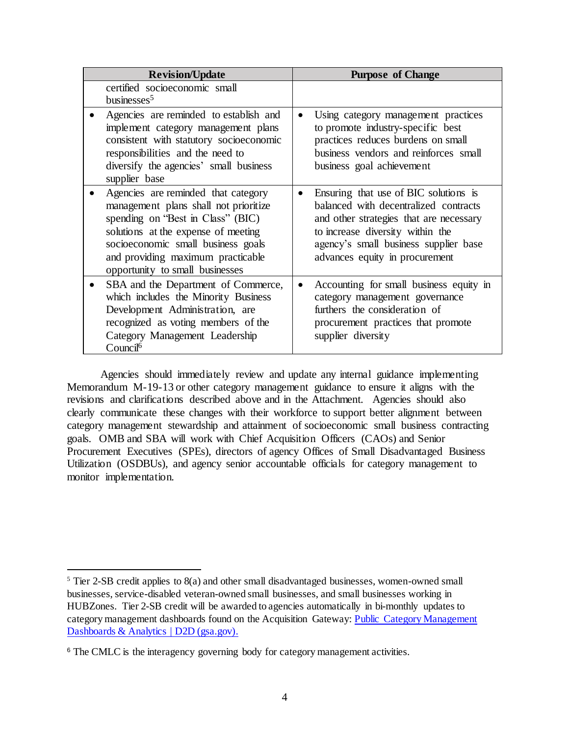| Revision/Update | Purpose of Change |
| --- | --- |
| certified socioeconomic small businesses[5] | |
| • Agencies are reminded to establish and implement category management plans consistent with statutory socioeconomic responsibilities and the need to diversify the agencies' small business supplier base | • Using category management practices to promote industry-specific best practices reduces burdens on small business vendors and reinforces small business goal achievement |
| • Agencies are reminded that category management plans shall not prioritize spending on "Best in Class" (BIC) solutions at the expense of meeting socioeconomic small business goals and providing maximum practicable opportunity to small businesses | • Ensuring that use of BIC solutions is balanced with decentralized contracts and other strategies that are necessary to increase diversity within the agency's small business supplier base advances equity in procurement |
| • SBA and the Department of Commerce, which includes the Minority Business Development Administration, are recognized as voting members of the Category Management Leadership Council[6] | • Accounting for small business equity in category management governance furthers the consideration of procurement practices that promote supplier diversity |

Agencies should immediately review and update any internal guidance implementing Memorandum M-19-13 or other category management guidance to ensure it aligns with the revisions and clarifications described above and in the Attachment. Agencies should also clearly communicate these changes with their workforce to support better alignment between category management stewardship and attainment of socioeconomic small business contracting goals. OMB and SBA will work with Chief Acquisition Officers (CAOs) and Senior Procurement Executives (SPEs), directors of agency Offices of Small Disadvantaged Business Utilization (OSDBUs), and agency senior accountable officials for category management to monitor implementation.

---

[5] Tier 2-SB credit applies to 8(a) and other small disadvantaged businesses, women-owned small businesses, service-disabled veteran-owned small businesses, and small businesses working in HUBZones. Tier 2-SB credit will be awarded to agencies automatically in bi-monthly updates to category management dashboards found on the Acquisition Gateway: [Public Category Management Dashboards & Analytics | D2D (gsa.gov).]()

[6] The CMLC is the interagency governing body for category management activities.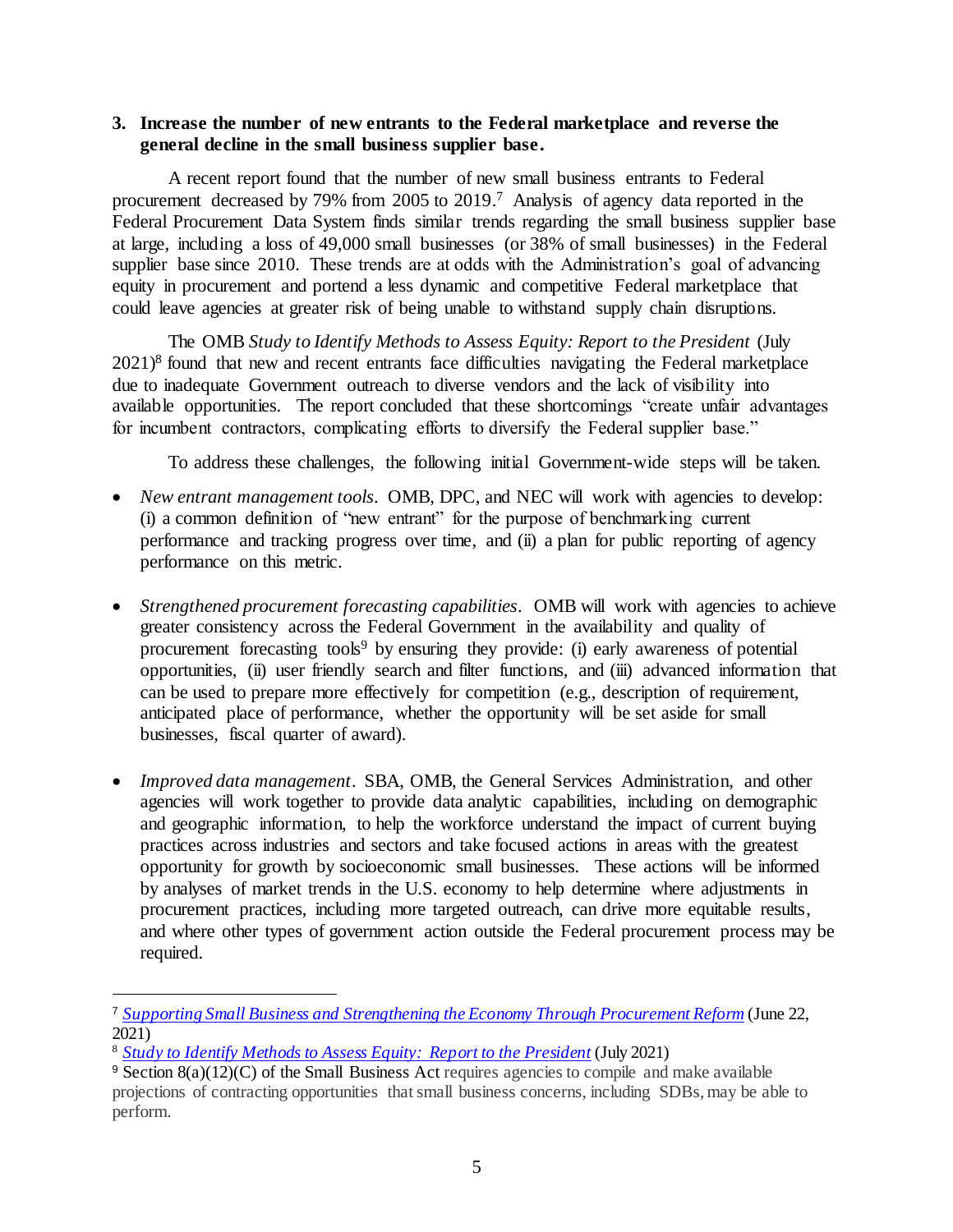### 3. Increase the number of new entrants to the Federal marketplace and reverse the general decline in the small business supplier base.

A recent report found that the number of new small business entrants to Federal procurement decreased by 79% from 2005 to 2019.[7] Analysis of agency data reported in the Federal Procurement Data System finds similar trends regarding the small business supplier base at large, including a loss of 49,000 small businesses (or 38% of small businesses) in the Federal supplier base since 2010. These trends are at odds with the Administration's goal of advancing equity in procurement and portend a less dynamic and competitive Federal marketplace that could leave agencies at greater risk of being unable to withstand supply chain disruptions.

The OMB *Study to Identify Methods to Assess Equity: Report to the President* (July 2021)[8] found that new and recent entrants face difficulties navigating the Federal marketplace due to inadequate Government outreach to diverse vendors and the lack of visibility into available opportunities. The report concluded that these shortcomings "create unfair advantages for incumbent contractors, complicating efforts to diversify the Federal supplier base."

To address these challenges, the following initial Government-wide steps will be taken.

- *New entrant management tools*. OMB, DPC, and NEC will work with agencies to develop: (i) a common definition of "new entrant" for the purpose of benchmarking current performance and tracking progress over time, and (ii) a plan for public reporting of agency performance on this metric.

- *Strengthened procurement forecasting capabilities*. OMB will work with agencies to achieve greater consistency across the Federal Government in the availability and quality of procurement forecasting tools[9] by ensuring they provide: (i) early awareness of potential opportunities, (ii) user friendly search and filter functions, and (iii) advanced information that can be used to prepare more effectively for competition (e.g., description of requirement, anticipated place of performance, whether the opportunity will be set aside for small businesses, fiscal quarter of award).

- *Improved data management*. SBA, OMB, the General Services Administration, and other agencies will work together to provide data analytic capabilities, including on demographic and geographic information, to help the workforce understand the impact of current buying practices across industries and sectors and take focused actions in areas with the greatest opportunity for growth by socioeconomic small businesses. These actions will be informed by analyses of market trends in the U.S. economy to help determine where adjustments in procurement practices, including more targeted outreach, can drive more equitable results, and where other types of government action outside the Federal procurement process may be required.

---

[7] *Supporting Small Business and Strengthening the Economy Through Procurement Reform* (June 22, 2021)

[8] *Study to Identify Methods to Assess Equity: Report to the President* (July 2021)

[9] Section 8(a)(12)(C) of the Small Business Act requires agencies to compile and make available projections of contracting opportunities that small business concerns, including SDBs, may be able to perform.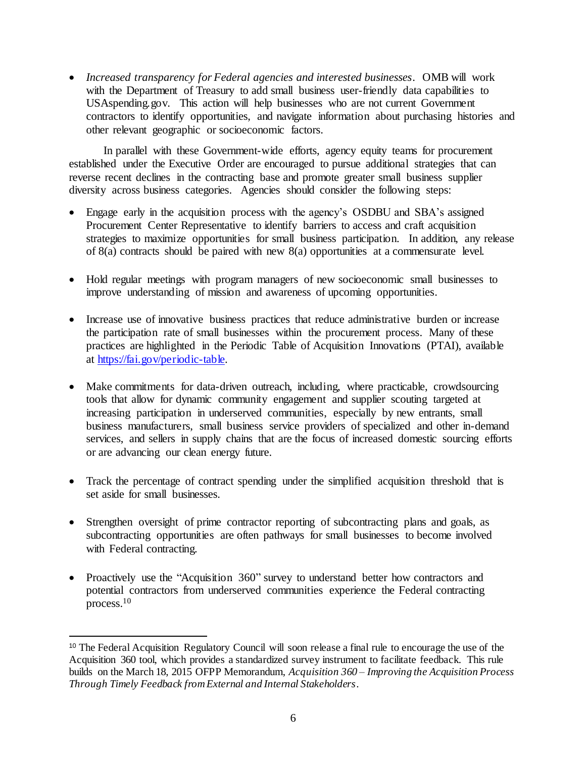- *Increased transparency for Federal agencies and interested businesses*. OMB will work with the Department of Treasury to add small business user-friendly data capabilities to USAspending.gov. This action will help businesses who are not current Government contractors to identify opportunities, and navigate information about purchasing histories and other relevant geographic or socioeconomic factors.

In parallel with these Government-wide efforts, agency equity teams for procurement established under the Executive Order are encouraged to pursue additional strategies that can reverse recent declines in the contracting base and promote greater small business supplier diversity across business categories. Agencies should consider the following steps:

- Engage early in the acquisition process with the agency's OSDBU and SBA's assigned Procurement Center Representative to identify barriers to access and craft acquisition strategies to maximize opportunities for small business participation. In addition, any release of 8(a) contracts should be paired with new 8(a) opportunities at a commensurate level.

- Hold regular meetings with program managers of new socioeconomic small businesses to improve understanding of mission and awareness of upcoming opportunities.

- Increase use of innovative business practices that reduce administrative burden or increase the participation rate of small businesses within the procurement process. Many of these practices are highlighted in the Periodic Table of Acquisition Innovations (PTAI), available at [https://fai.gov/periodic-table](https://fai.gov/periodic-table).

- Make commitments for data-driven outreach, including, where practicable, crowdsourcing tools that allow for dynamic community engagement and supplier scouting targeted at increasing participation in underserved communities, especially by new entrants, small business manufacturers, small business service providers of specialized and other in-demand services, and sellers in supply chains that are the focus of increased domestic sourcing efforts or are advancing our clean energy future.

- Track the percentage of contract spending under the simplified acquisition threshold that is set aside for small businesses.

- Strengthen oversight of prime contractor reporting of subcontracting plans and goals, as subcontracting opportunities are often pathways for small businesses to become involved with Federal contracting.

- Proactively use the "Acquisition 360" survey to understand better how contractors and potential contractors from underserved communities experience the Federal contracting process.[10]

---

[10] The Federal Acquisition Regulatory Council will soon release a final rule to encourage the use of the Acquisition 360 tool, which provides a standardized survey instrument to facilitate feedback. This rule builds on the March 18, 2015 OFPP Memorandum, *Acquisition 360 – Improving the Acquisition Process Through Timely Feedback from External and Internal Stakeholders*.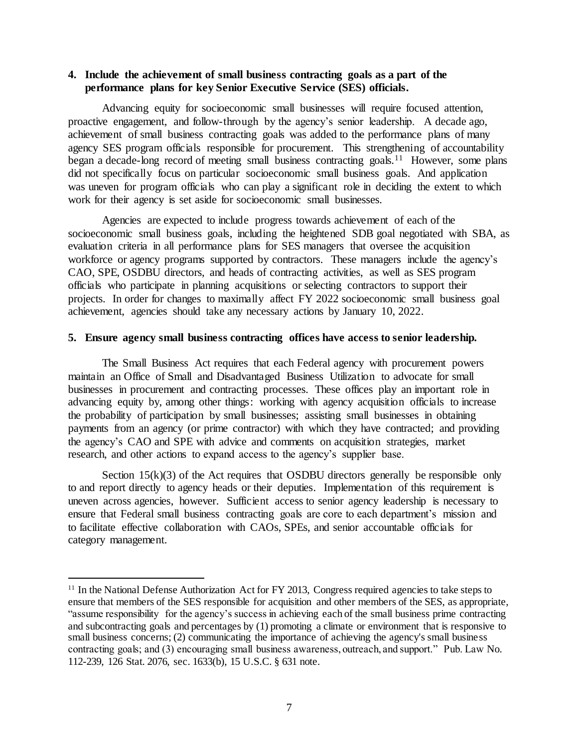**4. Include the achievement of small business contracting goals as a part of the performance plans for key Senior Executive Service (SES) officials.**

Advancing equity for socioeconomic small businesses will require focused attention, proactive engagement, and follow-through by the agency's senior leadership. A decade ago, achievement of small business contracting goals was added to the performance plans of many agency SES program officials responsible for procurement. This strengthening of accountability began a decade-long record of meeting small business contracting goals.[11] However, some plans did not specifically focus on particular socioeconomic small business goals. And application was uneven for program officials who can play a significant role in deciding the extent to which work for their agency is set aside for socioeconomic small businesses.

Agencies are expected to include progress towards achievement of each of the socioeconomic small business goals, including the heightened SDB goal negotiated with SBA, as evaluation criteria in all performance plans for SES managers that oversee the acquisition workforce or agency programs supported by contractors. These managers include the agency's CAO, SPE, OSDBU directors, and heads of contracting activities, as well as SES program officials who participate in planning acquisitions or selecting contractors to support their projects. In order for changes to maximally affect FY 2022 socioeconomic small business goal achievement, agencies should take any necessary actions by January 10, 2022.

**5. Ensure agency small business contracting offices have access to senior leadership.**

The Small Business Act requires that each Federal agency with procurement powers maintain an Office of Small and Disadvantaged Business Utilization to advocate for small businesses in procurement and contracting processes. These offices play an important role in advancing equity by, among other things: working with agency acquisition officials to increase the probability of participation by small businesses; assisting small businesses in obtaining payments from an agency (or prime contractor) with which they have contracted; and providing the agency's CAO and SPE with advice and comments on acquisition strategies, market research, and other actions to expand access to the agency's supplier base.

Section 15(k)(3) of the Act requires that OSDBU directors generally be responsible only to and report directly to agency heads or their deputies. Implementation of this requirement is uneven across agencies, however. Sufficient access to senior agency leadership is necessary to ensure that Federal small business contracting goals are core to each department's mission and to facilitate effective collaboration with CAOs, SPEs, and senior accountable officials for category management.

---

[11] In the National Defense Authorization Act for FY 2013, Congress required agencies to take steps to ensure that members of the SES responsible for acquisition and other members of the SES, as appropriate, "assume responsibility for the agency's success in achieving each of the small business prime contracting and subcontracting goals and percentages by (1) promoting a climate or environment that is responsive to small business concerns; (2) communicating the importance of achieving the agency's small business contracting goals; and (3) encouraging small business awareness, outreach, and support." Pub. Law No. 112-239, 126 Stat. 2076, sec. 1633(b), 15 U.S.C. § 631 note.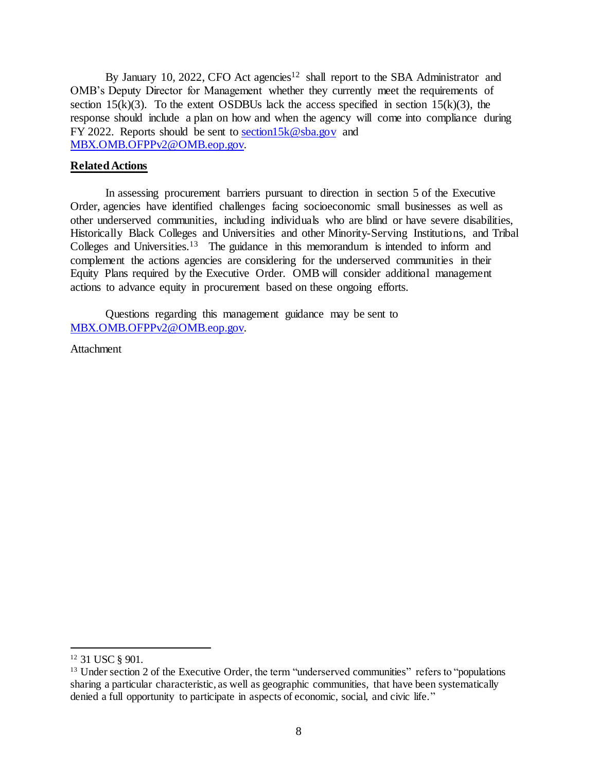By January 10, 2022, CFO Act agencies[12] shall report to the SBA Administrator and OMB's Deputy Director for Management whether they currently meet the requirements of section 15(k)(3). To the extent OSDBUs lack the access specified in section 15(k)(3), the response should include a plan on how and when the agency will come into compliance during FY 2022. Reports should be sent to section15k@sba.gov and MBX.OMB.OFPPv2@OMB.eop.gov.

**Related Actions**

In assessing procurement barriers pursuant to direction in section 5 of the Executive Order, agencies have identified challenges facing socioeconomic small businesses as well as other underserved communities, including individuals who are blind or have severe disabilities, Historically Black Colleges and Universities and other Minority-Serving Institutions, and Tribal Colleges and Universities.[13] The guidance in this memorandum is intended to inform and complement the actions agencies are considering for the underserved communities in their Equity Plans required by the Executive Order. OMB will consider additional management actions to advance equity in procurement based on these ongoing efforts.

Questions regarding this management guidance may be sent to MBX.OMB.OFPPv2@OMB.eop.gov.

Attachment

---

[12] 31 USC § 901.

[13] Under section 2 of the Executive Order, the term "underserved communities" refers to "populations sharing a particular characteristic, as well as geographic communities, that have been systematically denied a full opportunity to participate in aspects of economic, social, and civic life."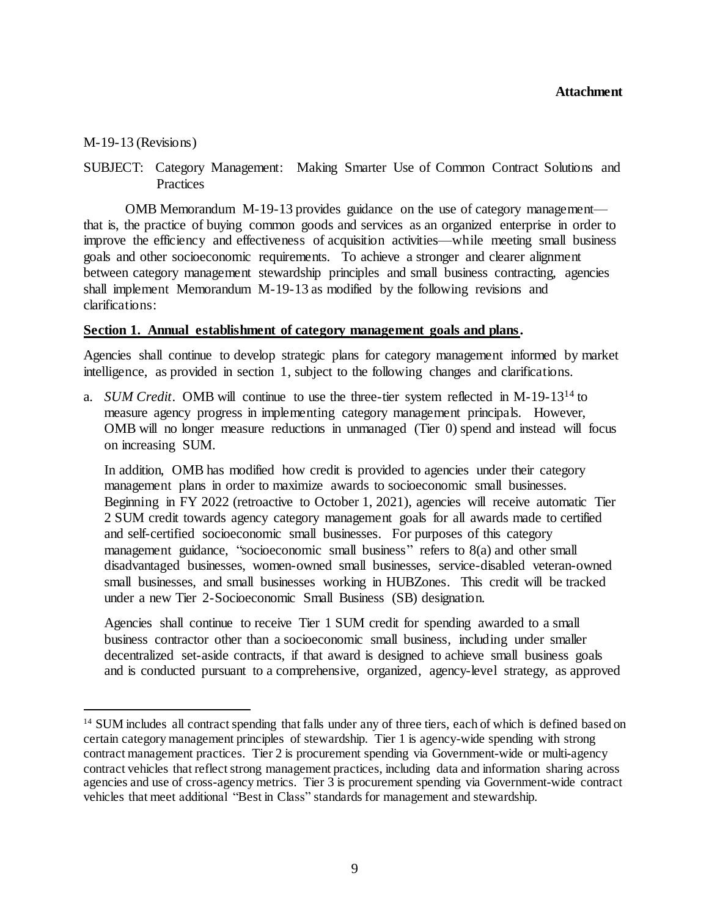**Attachment**

M-19-13 (Revisions)

SUBJECT: Category Management: Making Smarter Use of Common Contract Solutions and Practices

OMB Memorandum M-19-13 provides guidance on the use of category management—that is, the practice of buying common goods and services as an organized enterprise in order to improve the efficiency and effectiveness of acquisition activities—while meeting small business goals and other socioeconomic requirements. To achieve a stronger and clearer alignment between category management stewardship principles and small business contracting, agencies shall implement Memorandum M-19-13 as modified by the following revisions and clarifications:

**Section 1. Annual establishment of category management goals and plans.**

Agencies shall continue to develop strategic plans for category management informed by market intelligence, as provided in section 1, subject to the following changes and clarifications.

a. *SUM Credit*. OMB will continue to use the three-tier system reflected in M-19-13[14] to measure agency progress in implementing category management principals. However, OMB will no longer measure reductions in unmanaged (Tier 0) spend and instead will focus on increasing SUM.

   In addition, OMB has modified how credit is provided to agencies under their category management plans in order to maximize awards to socioeconomic small businesses. Beginning in FY 2022 (retroactive to October 1, 2021), agencies will receive automatic Tier 2 SUM credit towards agency category management goals for all awards made to certified and self-certified socioeconomic small businesses. For purposes of this category management guidance, "socioeconomic small business" refers to 8(a) and other small disadvantaged businesses, women-owned small businesses, service-disabled veteran-owned small businesses, and small businesses working in HUBZones. This credit will be tracked under a new Tier 2-Socioeconomic Small Business (SB) designation.

   Agencies shall continue to receive Tier 1 SUM credit for spending awarded to a small business contractor other than a socioeconomic small business, including under smaller decentralized set-aside contracts, if that award is designed to achieve small business goals and is conducted pursuant to a comprehensive, organized, agency-level strategy, as approved

[14] SUM includes all contract spending that falls under any of three tiers, each of which is defined based on certain category management principles of stewardship. Tier 1 is agency-wide spending with strong contract management practices. Tier 2 is procurement spending via Government-wide or multi-agency contract vehicles that reflect strong management practices, including data and information sharing across agencies and use of cross-agency metrics. Tier 3 is procurement spending via Government-wide contract vehicles that meet additional "Best in Class" standards for management and stewardship.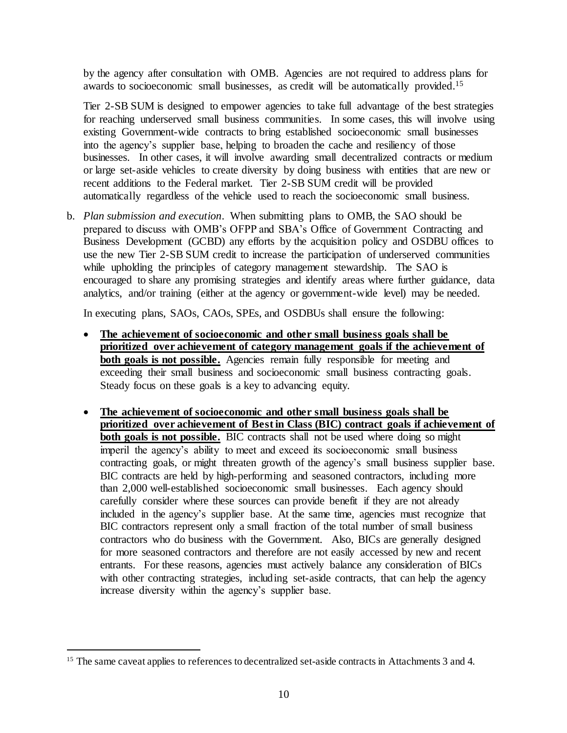by the agency after consultation with OMB. Agencies are not required to address plans for awards to socioeconomic small businesses, as credit will be automatically provided.[15]

Tier 2-SB SUM is designed to empower agencies to take full advantage of the best strategies for reaching underserved small business communities. In some cases, this will involve using existing Government-wide contracts to bring established socioeconomic small businesses into the agency's supplier base, helping to broaden the cache and resiliency of those businesses. In other cases, it will involve awarding small decentralized contracts or medium or large set-aside vehicles to create diversity by doing business with entities that are new or recent additions to the Federal market. Tier 2-SB SUM credit will be provided automatically regardless of the vehicle used to reach the socioeconomic small business.

b. *Plan submission and execution*. When submitting plans to OMB, the SAO should be prepared to discuss with OMB's OFPP and SBA's Office of Government Contracting and Business Development (GCBD) any efforts by the acquisition policy and OSDBU offices to use the new Tier 2-SB SUM credit to increase the participation of underserved communities while upholding the principles of category management stewardship. The SAO is encouraged to share any promising strategies and identify areas where further guidance, data analytics, and/or training (either at the agency or government-wide level) may be needed.

   In executing plans, SAOs, CAOs, SPEs, and OSDBUs shall ensure the following:

   - **<u>The achievement of socioeconomic and other small business goals shall be prioritized over achievement of category management goals if the achievement of both goals is not possible.</u>** Agencies remain fully responsible for meeting and exceeding their small business and socioeconomic small business contracting goals. Steady focus on these goals is a key to advancing equity.

   - **<u>The achievement of socioeconomic and other small business goals shall be prioritized over achievement of Best in Class (BIC) contract goals if achievement of both goals is not possible.</u>** BIC contracts shall not be used where doing so might imperil the agency's ability to meet and exceed its socioeconomic small business contracting goals, or might threaten growth of the agency's small business supplier base. BIC contracts are held by high-performing and seasoned contractors, including more than 2,000 well-established socioeconomic small businesses. Each agency should carefully consider where these sources can provide benefit if they are not already included in the agency's supplier base. At the same time, agencies must recognize that BIC contractors represent only a small fraction of the total number of small business contractors who do business with the Government. Also, BICs are generally designed for more seasoned contractors and therefore are not easily accessed by new and recent entrants. For these reasons, agencies must actively balance any consideration of BICs with other contracting strategies, including set-aside contracts, that can help the agency increase diversity within the agency's supplier base.

---

[15] The same caveat applies to references to decentralized set-aside contracts in Attachments 3 and 4.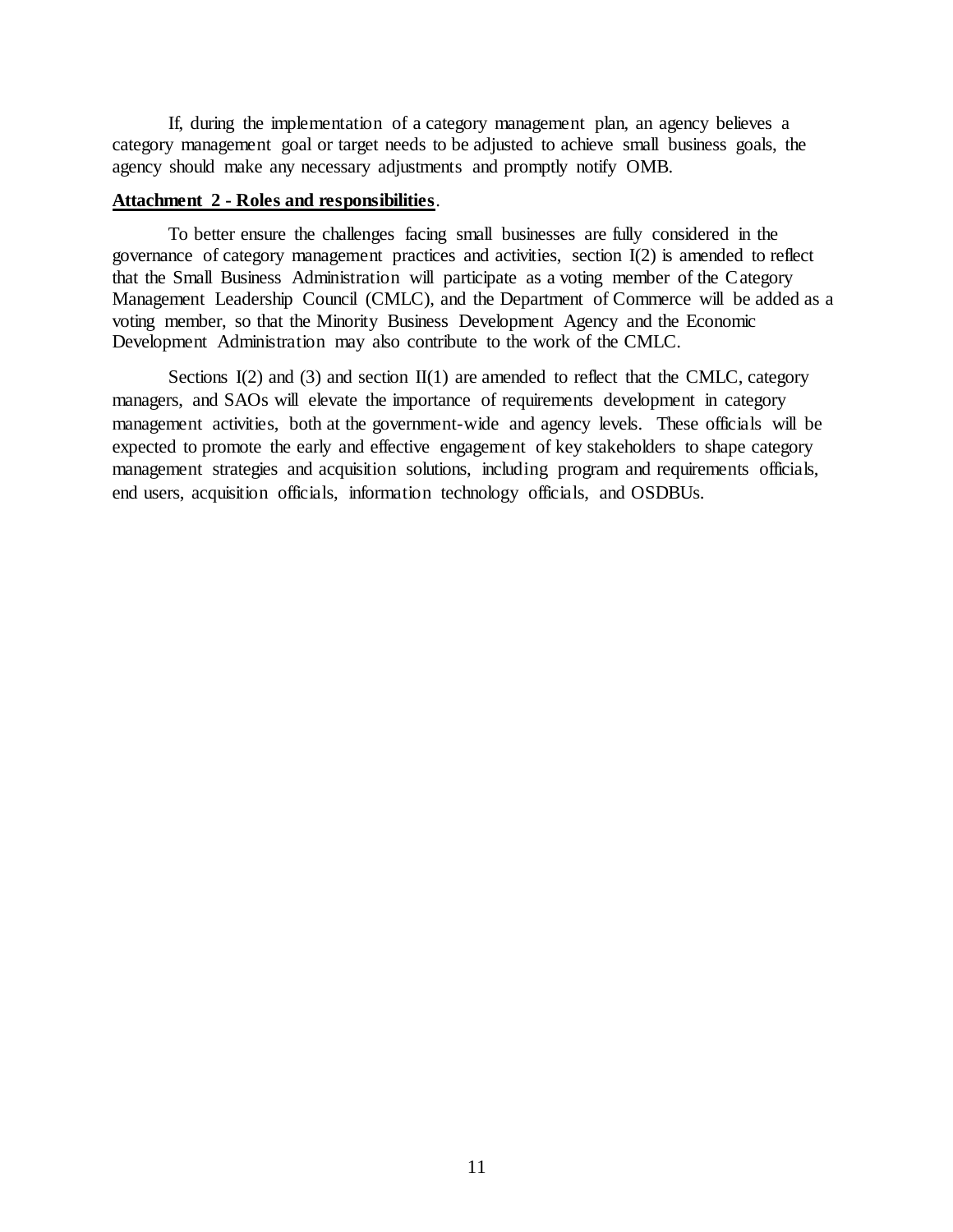If, during the implementation of a category management plan, an agency believes a category management goal or target needs to be adjusted to achieve small business goals, the agency should make any necessary adjustments and promptly notify OMB.

**Attachment 2 - Roles and responsibilities**.

To better ensure the challenges facing small businesses are fully considered in the governance of category management practices and activities, section I(2) is amended to reflect that the Small Business Administration will participate as a voting member of the Category Management Leadership Council (CMLC), and the Department of Commerce will be added as a voting member, so that the Minority Business Development Agency and the Economic Development Administration may also contribute to the work of the CMLC.

Sections I(2) and (3) and section II(1) are amended to reflect that the CMLC, category managers, and SAOs will elevate the importance of requirements development in category management activities, both at the government-wide and agency levels. These officials will be expected to promote the early and effective engagement of key stakeholders to shape category management strategies and acquisition solutions, including program and requirements officials, end users, acquisition officials, information technology officials, and OSDBUs.